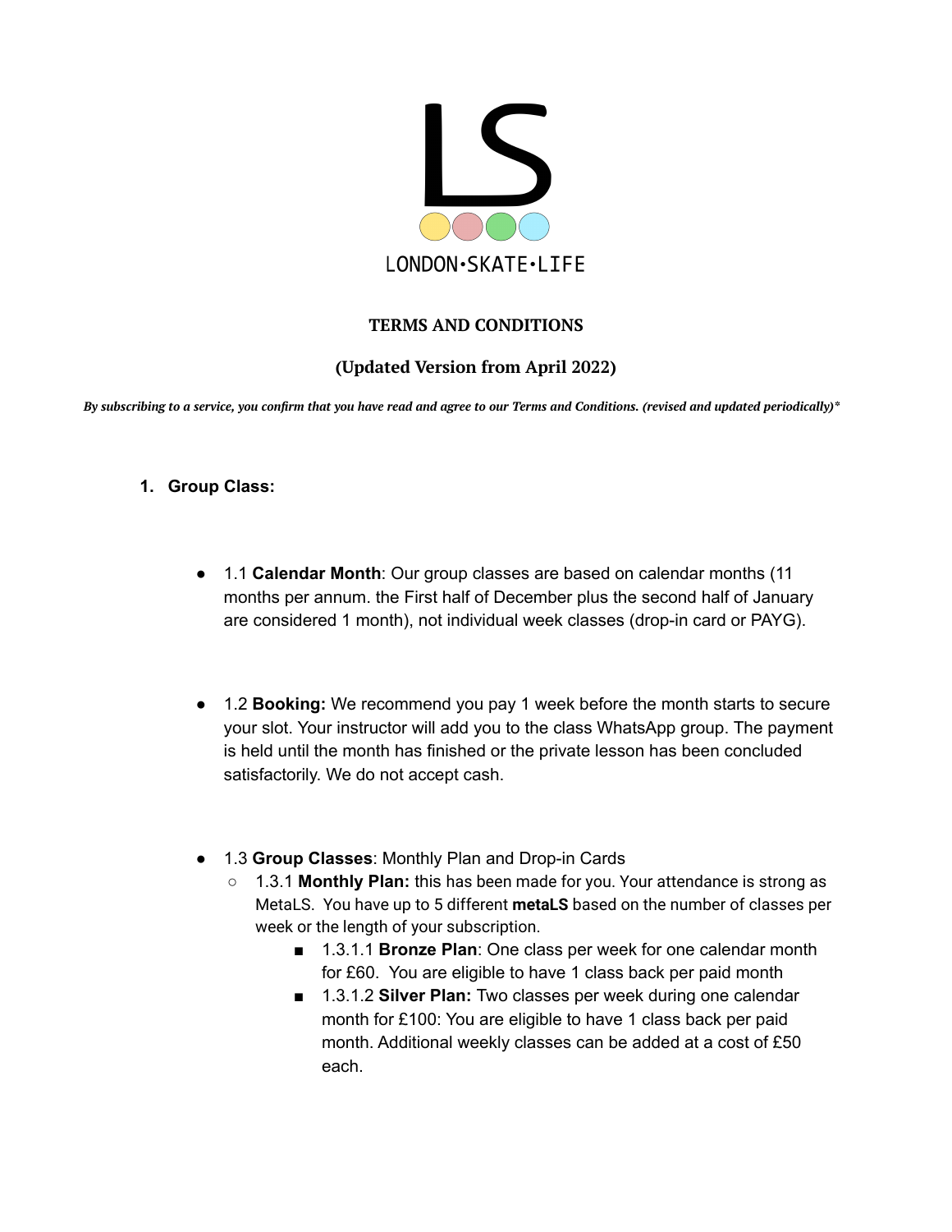LS

LONDON•SKATE•LIFE

**TERMS AND CONDITIONS**

**(Updated Version from April 2022)**

***By subscribing to a service, you confirm that you have read and agree to our Terms and Conditions. (revised and updated periodically)****

1. **Group Class:**

- 1.1 **Calendar Month**: Our group classes are based on calendar months (11 months per annum. the First half of December plus the second half of January are considered 1 month), not individual week classes (drop-in card or PAYG).

- 1.2 **Booking:** We recommend you pay 1 week before the month starts to secure your slot. Your instructor will add you to the class WhatsApp group. The payment is held until the month has finished or the private lesson has been concluded satisfactorily. We do not accept cash.

- 1.3 **Group Classes**: Monthly Plan and Drop-in Cards
  - 1.3.1 **Monthly Plan:** this has been made for you. Your attendance is strong as MetaLS. You have up to 5 different **metaLS** based on the number of classes per week or the length of your subscription.
    - 1.3.1.1 **Bronze Plan**: One class per week for one calendar month for £60. You are eligible to have 1 class back per paid month
    - 1.3.1.2 **Silver Plan:** Two classes per week during one calendar month for £100: You are eligible to have 1 class back per paid month. Additional weekly classes can be added at a cost of £50 each.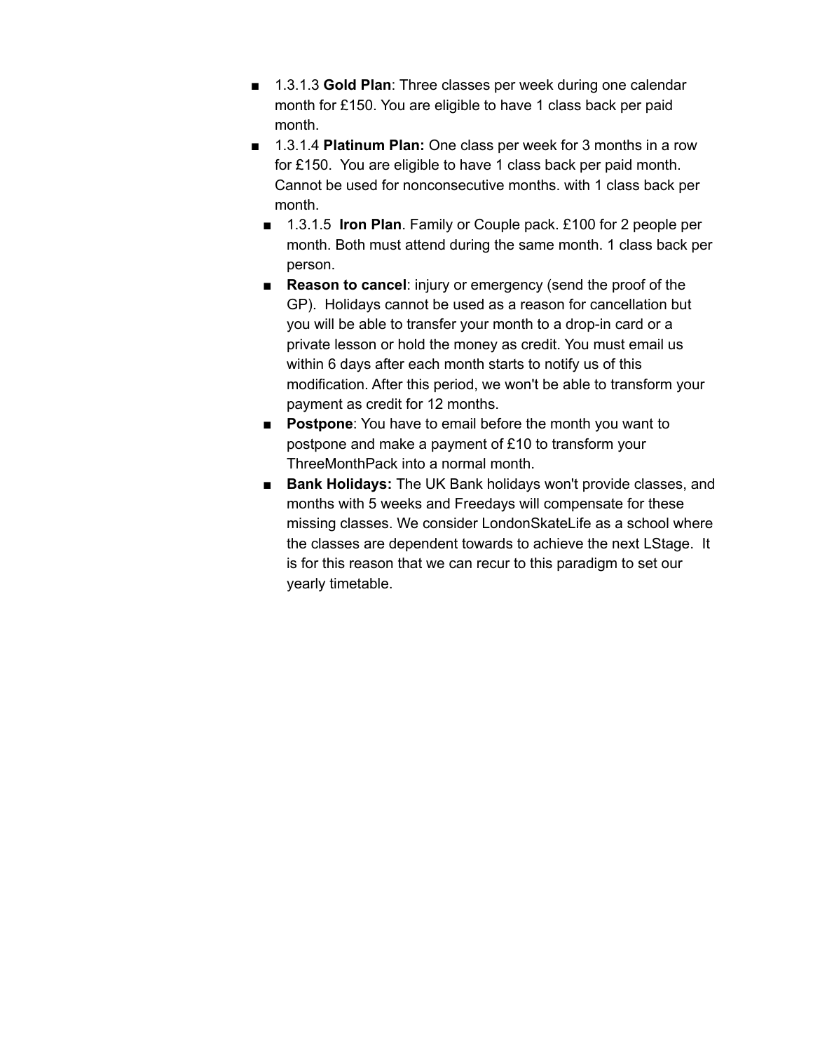- 1.3.1.3 **Gold Plan**: Three classes per week during one calendar month for £150. You are eligible to have 1 class back per paid month.
- 1.3.1.4 **Platinum Plan:** One class per week for 3 months in a row for £150. You are eligible to have 1 class back per paid month. Cannot be used for nonconsecutive months. with 1 class back per month.
  - 1.3.1.5 **Iron Plan**. Family or Couple pack. £100 for 2 people per month. Both must attend during the same month. 1 class back per person.
  - **Reason to cancel**: injury or emergency (send the proof of the GP). Holidays cannot be used as a reason for cancellation but you will be able to transfer your month to a drop-in card or a private lesson or hold the money as credit. You must email us within 6 days after each month starts to notify us of this modification. After this period, we won't be able to transform your payment as credit for 12 months.
  - **Postpone**: You have to email before the month you want to postpone and make a payment of £10 to transform your ThreeMonthPack into a normal month.
  - **Bank Holidays:** The UK Bank holidays won't provide classes, and months with 5 weeks and Freedays will compensate for these missing classes. We consider LondonSkateLife as a school where the classes are dependent towards to achieve the next LStage. It is for this reason that we can recur to this paradigm to set our yearly timetable.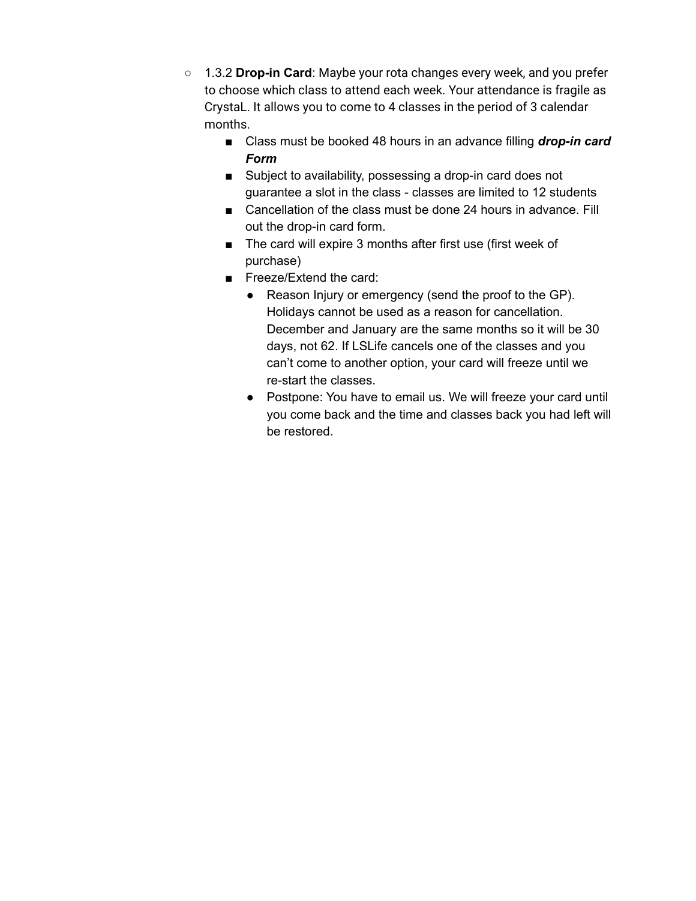- 1.3.2 **Drop-in Card**: Maybe your rota changes every week, and you prefer to choose which class to attend each week. Your attendance is fragile as CrystaL. It allows you to come to 4 classes in the period of 3 calendar months.
    - Class must be booked 48 hours in an advance filling ***drop-in card Form***
    - Subject to availability, possessing a drop-in card does not guarantee a slot in the class - classes are limited to 12 students
    - Cancellation of the class must be done 24 hours in advance. Fill out the drop-in card form.
    - The card will expire 3 months after first use (first week of purchase)
    - Freeze/Extend the card:
        - Reason Injury or emergency (send the proof to the GP). Holidays cannot be used as a reason for cancellation. December and January are the same months so it will be 30 days, not 62. If LSLife cancels one of the classes and you can't come to another option, your card will freeze until we re-start the classes.
        - Postpone: You have to email us. We will freeze your card until you come back and the time and classes back you had left will be restored.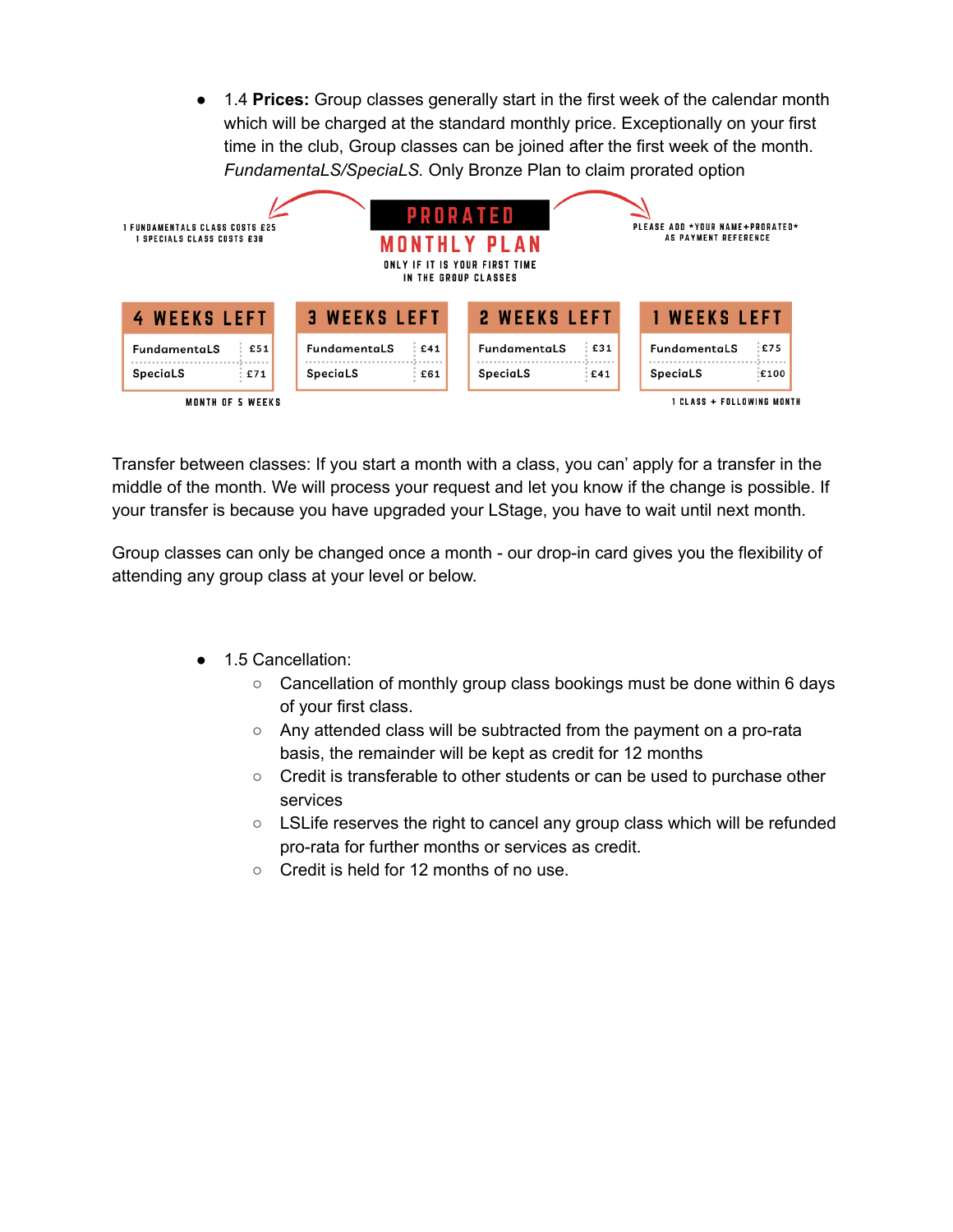- 1.4 **Prices:** Group classes generally start in the first week of the calendar month which will be charged at the standard monthly price. Exceptionally on your first time in the club, Group classes can be joined after the first week of the month. *FundamentaLS/SpeciaLS.* Only Bronze Plan to claim prorated option

1 FUNDAMENTALS CLASS COSTS £25
1 SPECIALS CLASS COSTS £38

**PRORATED MONTHLY PLAN**

ONLY IF IT IS YOUR FIRST TIME IN THE GROUP CLASSES

PLEASE ADD *YOUR NAME+PRORATED* AS PAYMENT REFERENCE

| | 4 WEEKS LEFT | 3 WEEKS LEFT | 2 WEEKS LEFT | 1 WEEKS LEFT |
|---|---|---|---|---|
| FundamentaLS | £51 | £41 | £31 | £75 |
| SpeciaLS | £71 | £61 | £41 | £100 |
| | MONTH OF 5 WEEKS | | | 1 CLASS + FOLLOWING MONTH |

Transfer between classes: If you start a month with a class, you can' apply for a transfer in the middle of the month. We will process your request and let you know if the change is possible. If your transfer is because you have upgraded your LStage, you have to wait until next month.

Group classes can only be changed once a month - our drop-in card gives you the flexibility of attending any group class at your level or below.

- 1.5 Cancellation:
  - Cancellation of monthly group class bookings must be done within 6 days of your first class.
  - Any attended class will be subtracted from the payment on a pro-rata basis, the remainder will be kept as credit for 12 months
  - Credit is transferable to other students or can be used to purchase other services
  - LSLife reserves the right to cancel any group class which will be refunded pro-rata for further months or services as credit.
  - Credit is held for 12 months of no use.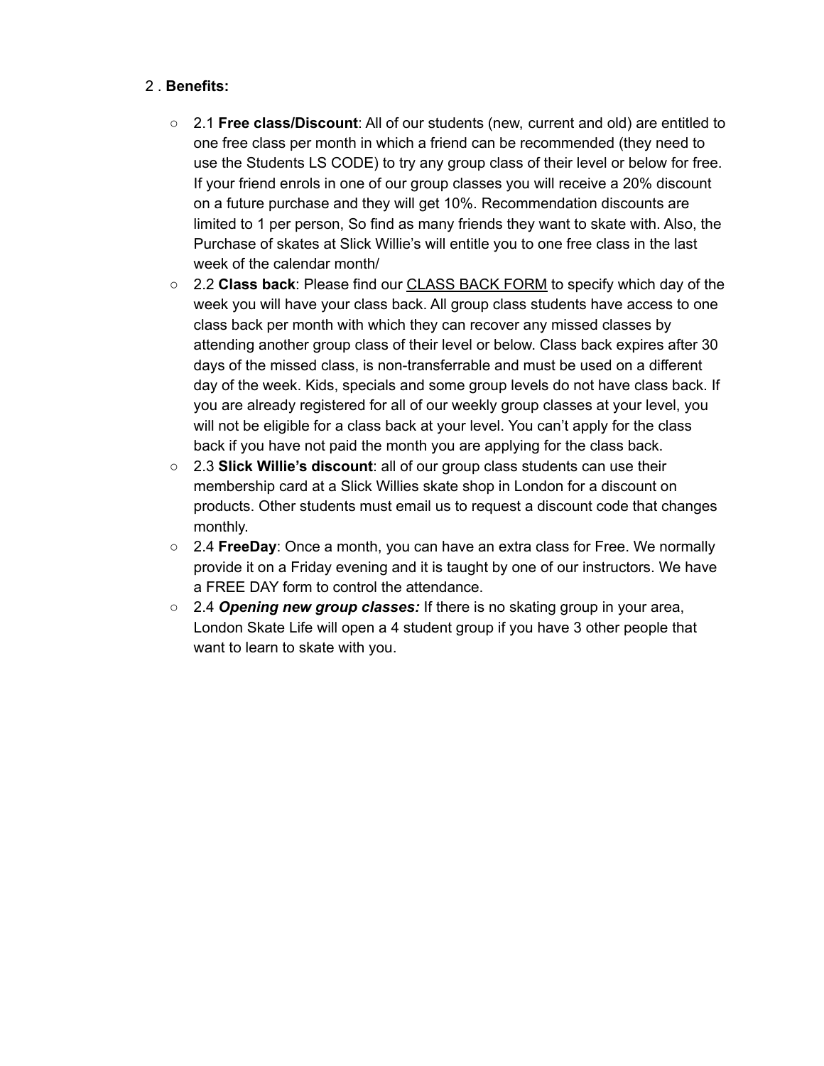2 . **Benefits:**

- 2.1 **Free class/Discount**: All of our students (new, current and old) are entitled to one free class per month in which a friend can be recommended (they need to use the Students LS CODE) to try any group class of their level or below for free. If your friend enrols in one of our group classes you will receive a 20% discount on a future purchase and they will get 10%. Recommendation discounts are limited to 1 per person, So find as many friends they want to skate with. Also, the Purchase of skates at Slick Willie's will entitle you to one free class in the last week of the calendar month/
- 2.2 **Class back**: Please find our CLASS BACK FORM to specify which day of the week you will have your class back. All group class students have access to one class back per month with which they can recover any missed classes by attending another group class of their level or below. Class back expires after 30 days of the missed class, is non-transferrable and must be used on a different day of the week. Kids, specials and some group levels do not have class back. If you are already registered for all of our weekly group classes at your level, you will not be eligible for a class back at your level. You can't apply for the class back if you have not paid the month you are applying for the class back.
- 2.3 **Slick Willie's discount**: all of our group class students can use their membership card at a Slick Willies skate shop in London for a discount on products. Other students must email us to request a discount code that changes monthly.
- 2.4 **FreeDay**: Once a month, you can have an extra class for Free. We normally provide it on a Friday evening and it is taught by one of our instructors. We have a FREE DAY form to control the attendance.
- 2.4 ***Opening new group classes:*** If there is no skating group in your area, London Skate Life will open a 4 student group if you have 3 other people that want to learn to skate with you.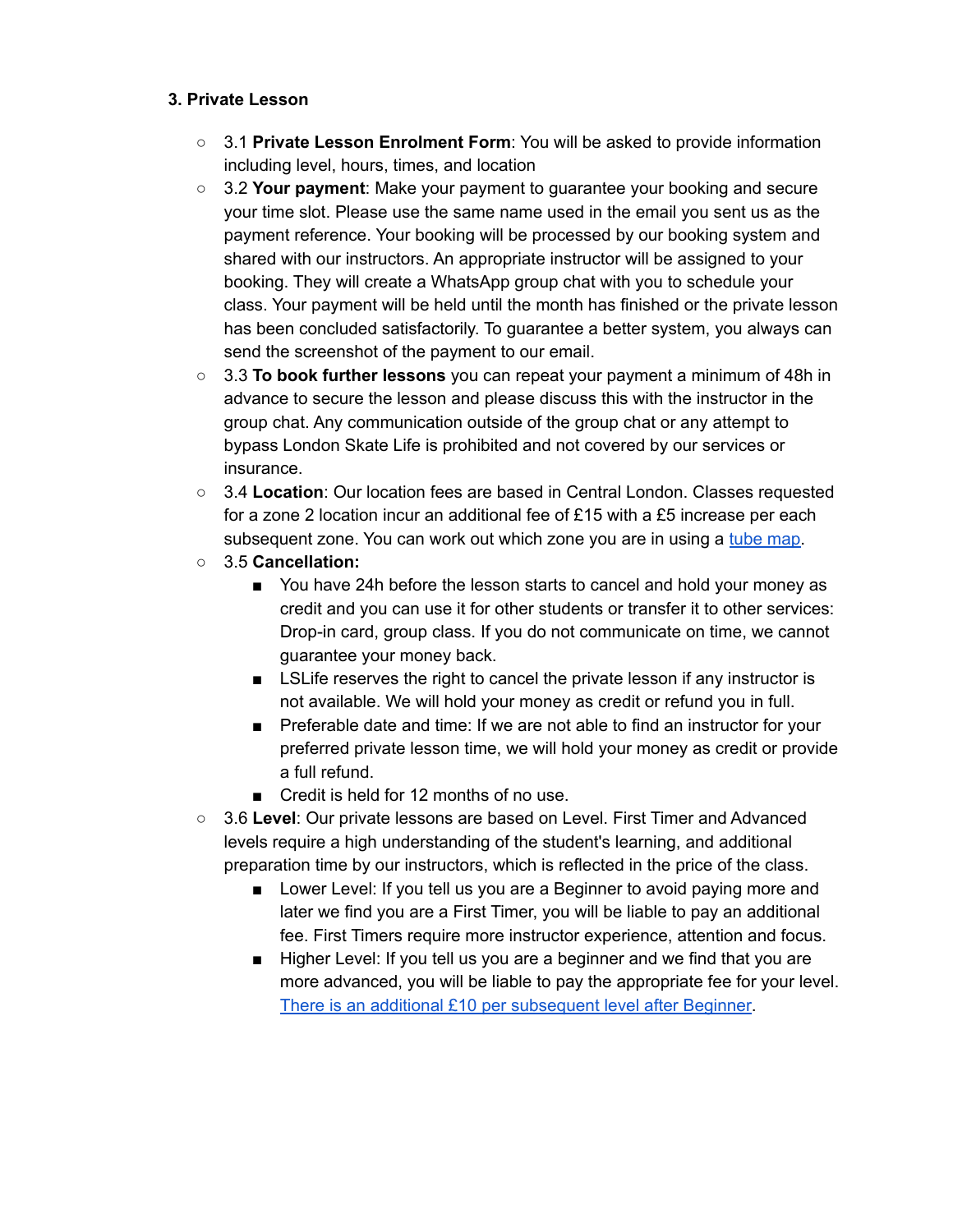### 3. Private Lesson

- 3.1 **Private Lesson Enrolment Form**: You will be asked to provide information including level, hours, times, and location
- 3.2 **Your payment**: Make your payment to guarantee your booking and secure your time slot. Please use the same name used in the email you sent us as the payment reference. Your booking will be processed by our booking system and shared with our instructors. An appropriate instructor will be assigned to your booking. They will create a WhatsApp group chat with you to schedule your class. Your payment will be held until the month has finished or the private lesson has been concluded satisfactorily. To guarantee a better system, you always can send the screenshot of the payment to our email.
- 3.3 **To book further lessons** you can repeat your payment a minimum of 48h in advance to secure the lesson and please discuss this with the instructor in the group chat. Any communication outside of the group chat or any attempt to bypass London Skate Life is prohibited and not covered by our services or insurance.
- 3.4 **Location**: Our location fees are based in Central London. Classes requested for a zone 2 location incur an additional fee of £15 with a £5 increase per each subsequent zone. You can work out which zone you are in using a tube map.
- 3.5 **Cancellation:**
  - You have 24h before the lesson starts to cancel and hold your money as credit and you can use it for other students or transfer it to other services: Drop-in card, group class. If you do not communicate on time, we cannot guarantee your money back.
  - LSLife reserves the right to cancel the private lesson if any instructor is not available. We will hold your money as credit or refund you in full.
  - Preferable date and time: If we are not able to find an instructor for your preferred private lesson time, we will hold your money as credit or provide a full refund.
  - Credit is held for 12 months of no use.
- 3.6 **Level**: Our private lessons are based on Level. First Timer and Advanced levels require a high understanding of the student's learning, and additional preparation time by our instructors, which is reflected in the price of the class.
  - Lower Level: If you tell us you are a Beginner to avoid paying more and later we find you are a First Timer, you will be liable to pay an additional fee. First Timers require more instructor experience, attention and focus.
  - Higher Level: If you tell us you are a beginner and we find that you are more advanced, you will be liable to pay the appropriate fee for your level. There is an additional £10 per subsequent level after Beginner.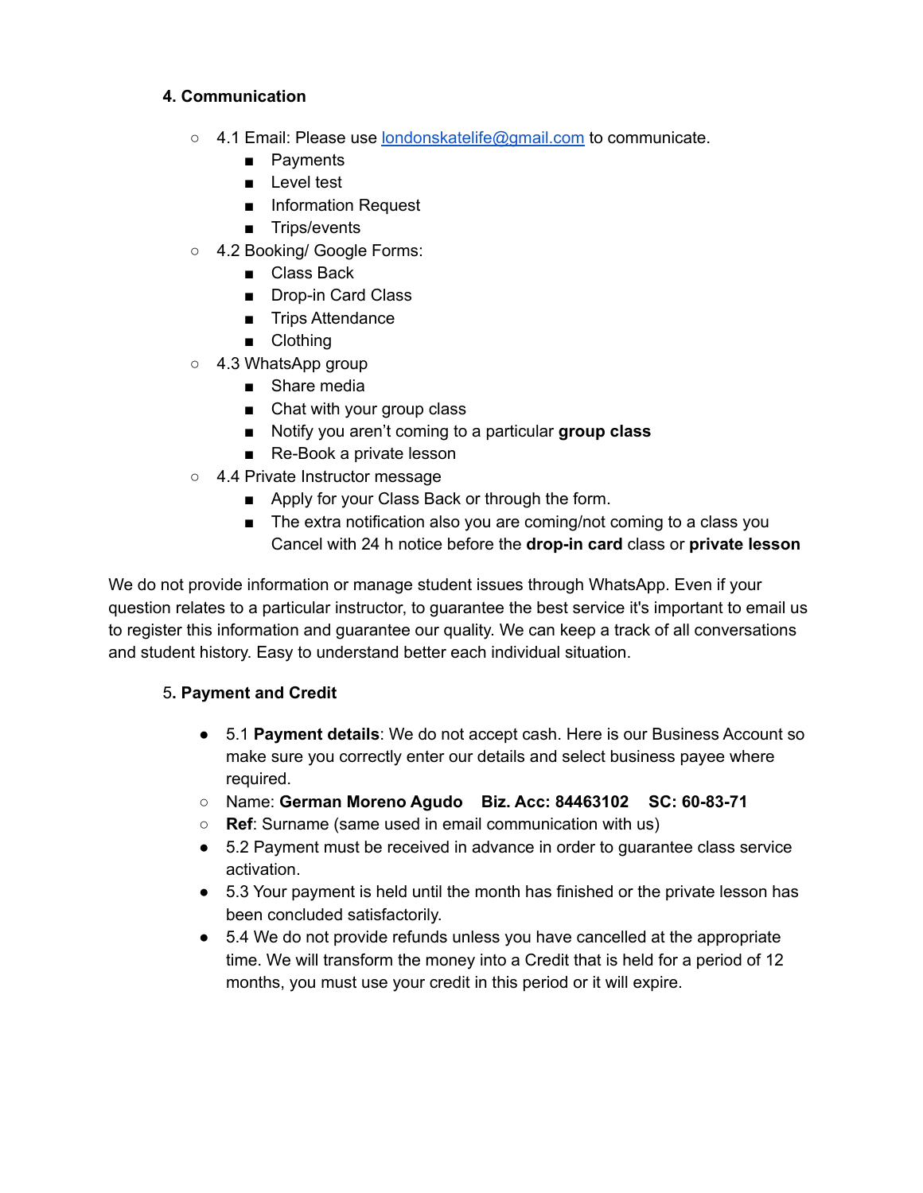### 4. Communication

- 4.1 Email: Please use londonskatelife@gmail.com to communicate.
  - Payments
  - Level test
  - Information Request
  - Trips/events
- 4.2 Booking/ Google Forms:
  - Class Back
  - Drop-in Card Class
  - Trips Attendance
  - Clothing
- 4.3 WhatsApp group
  - Share media
  - Chat with your group class
  - Notify you aren't coming to a particular **group class**
  - Re-Book a private lesson
- 4.4 Private Instructor message
  - Apply for your Class Back or through the form.
  - The extra notification also you are coming/not coming to a class you Cancel with 24 h notice before the **drop-in card** class or **private lesson**

We do not provide information or manage student issues through WhatsApp. Even if your question relates to a particular instructor, to guarantee the best service it's important to email us to register this information and guarantee our quality. We can keep a track of all conversations and student history. Easy to understand better each individual situation.

### 5. Payment and Credit

- 5.1 **Payment details**: We do not accept cash. Here is our Business Account so make sure you correctly enter our details and select business payee where required.
  - Name: **German Moreno Agudo** **Biz. Acc: 84463102** **SC: 60-83-71**
  - **Ref**: Surname (same used in email communication with us)
- 5.2 Payment must be received in advance in order to guarantee class service activation.
- 5.3 Your payment is held until the month has finished or the private lesson has been concluded satisfactorily.
- 5.4 We do not provide refunds unless you have cancelled at the appropriate time. We will transform the money into a Credit that is held for a period of 12 months, you must use your credit in this period or it will expire.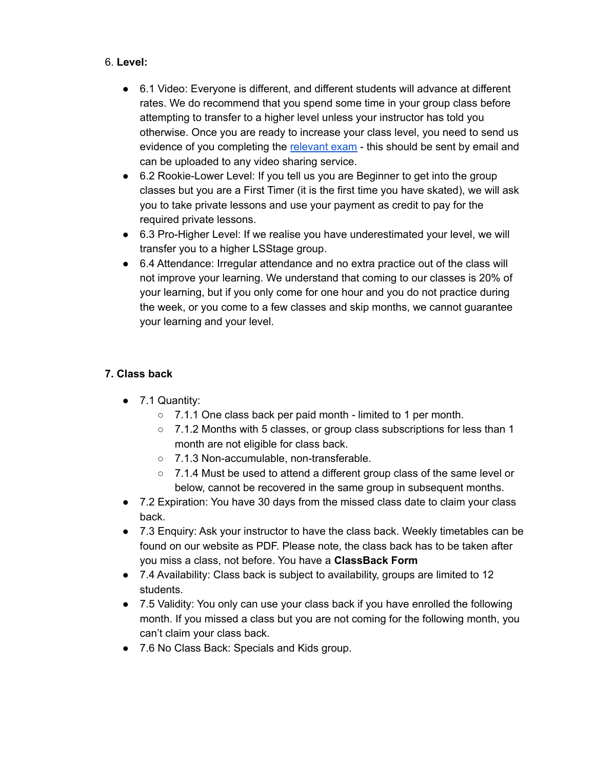6. **Level:**

- 6.1 Video: Everyone is different, and different students will advance at different rates. We do recommend that you spend some time in your group class before attempting to transfer to a higher level unless your instructor has told you otherwise. Once you are ready to increase your class level, you need to send us evidence of you completing the relevant exam - this should be sent by email and can be uploaded to any video sharing service.
- 6.2 Rookie-Lower Level: If you tell us you are Beginner to get into the group classes but you are a First Timer (it is the first time you have skated), we will ask you to take private lessons and use your payment as credit to pay for the required private lessons.
- 6.3 Pro-Higher Level: If we realise you have underestimated your level, we will transfer you to a higher LSStage group.
- 6.4 Attendance: Irregular attendance and no extra practice out of the class will not improve your learning. We understand that coming to our classes is 20% of your learning, but if you only come for one hour and you do not practice during the week, or you come to a few classes and skip months, we cannot guarantee your learning and your level.

**7. Class back**

- 7.1 Quantity:
  - 7.1.1 One class back per paid month - limited to 1 per month.
  - 7.1.2 Months with 5 classes, or group class subscriptions for less than 1 month are not eligible for class back.
  - 7.1.3 Non-accumulable, non-transferable.
  - 7.1.4 Must be used to attend a different group class of the same level or below, cannot be recovered in the same group in subsequent months.
- 7.2 Expiration: You have 30 days from the missed class date to claim your class back.
- 7.3 Enquiry: Ask your instructor to have the class back. Weekly timetables can be found on our website as PDF. Please note, the class back has to be taken after you miss a class, not before. You have a **ClassBack Form**
- 7.4 Availability: Class back is subject to availability, groups are limited to 12 students.
- 7.5 Validity: You only can use your class back if you have enrolled the following month. If you missed a class but you are not coming for the following month, you can't claim your class back.
- 7.6 No Class Back: Specials and Kids group.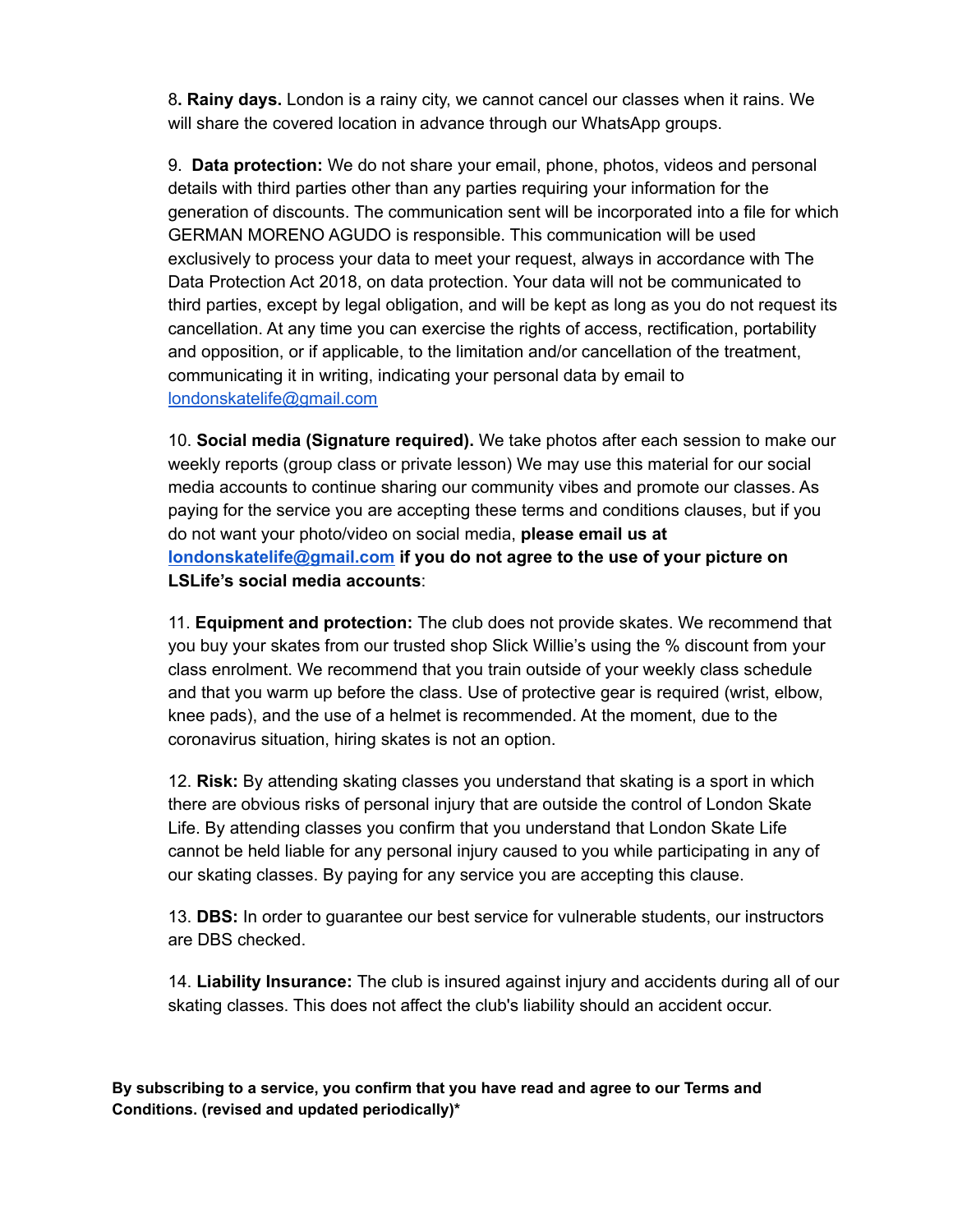8**. Rainy days.** London is a rainy city, we cannot cancel our classes when it rains. We will share the covered location in advance through our WhatsApp groups.

9. **Data protection:** We do not share your email, phone, photos, videos and personal details with third parties other than any parties requiring your information for the generation of discounts. The communication sent will be incorporated into a file for which GERMAN MORENO AGUDO is responsible. This communication will be used exclusively to process your data to meet your request, always in accordance with The Data Protection Act 2018, on data protection. Your data will not be communicated to third parties, except by legal obligation, and will be kept as long as you do not request its cancellation. At any time you can exercise the rights of access, rectification, portability and opposition, or if applicable, to the limitation and/or cancellation of the treatment, communicating it in writing, indicating your personal data by email to londonskatelife@gmail.com

10. **Social media (Signature required).** We take photos after each session to make our weekly reports (group class or private lesson) We may use this material for our social media accounts to continue sharing our community vibes and promote our classes. As paying for the service you are accepting these terms and conditions clauses, but if you do not want your photo/video on social media, **please email us at londonskatelife@gmail.com if you do not agree to the use of your picture on LSLife's social media accounts**:

11. **Equipment and protection:** The club does not provide skates. We recommend that you buy your skates from our trusted shop Slick Willie's using the % discount from your class enrolment. We recommend that you train outside of your weekly class schedule and that you warm up before the class. Use of protective gear is required (wrist, elbow, knee pads), and the use of a helmet is recommended. At the moment, due to the coronavirus situation, hiring skates is not an option.

12. **Risk:** By attending skating classes you understand that skating is a sport in which there are obvious risks of personal injury that are outside the control of London Skate Life. By attending classes you confirm that you understand that London Skate Life cannot be held liable for any personal injury caused to you while participating in any of our skating classes. By paying for any service you are accepting this clause.

13. **DBS:** In order to guarantee our best service for vulnerable students, our instructors are DBS checked.

14. **Liability Insurance:** The club is insured against injury and accidents during all of our skating classes. This does not affect the club's liability should an accident occur.

**By subscribing to a service, you confirm that you have read and agree to our Terms and Conditions. (revised and updated periodically)***